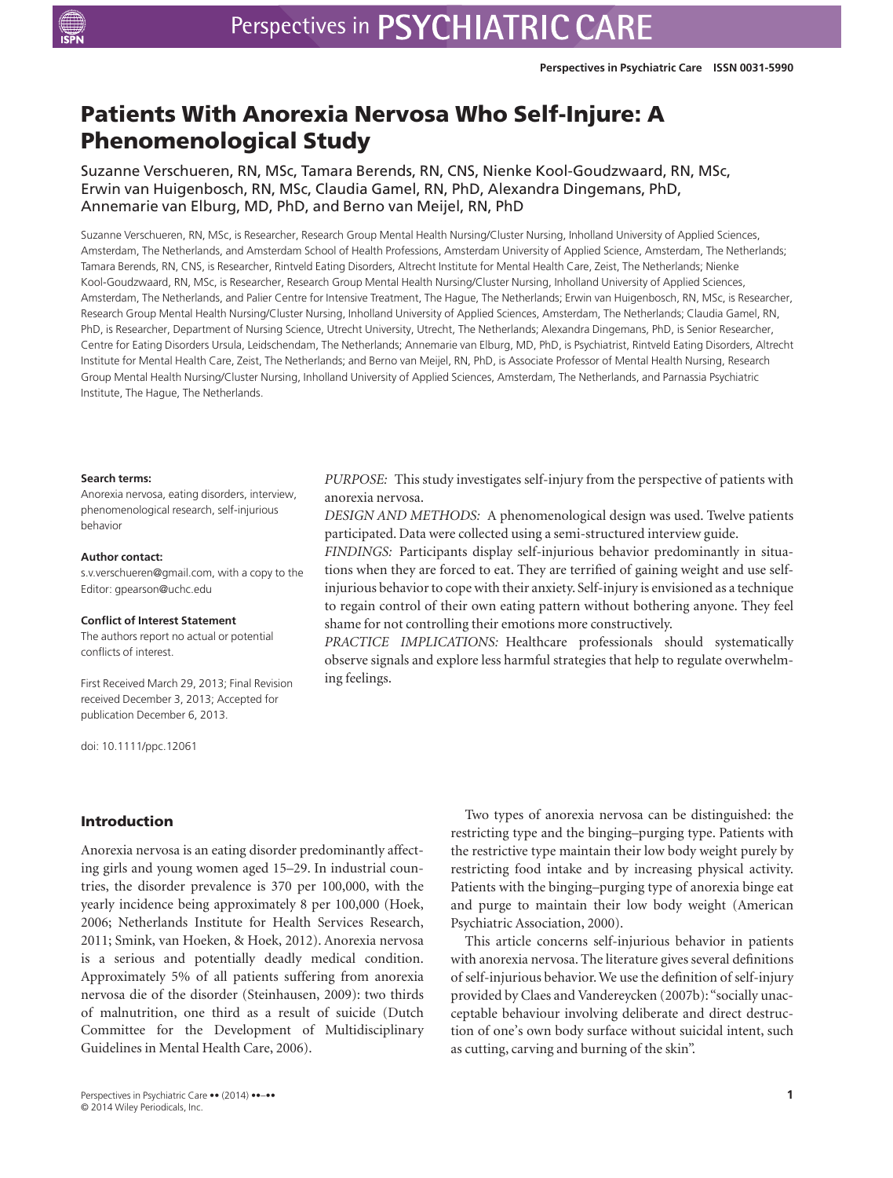# Patients With Anorexia Nervosa Who Self-Injure: A Phenomenological Study

Suzanne Verschueren, RN, MSc, Tamara Berends, RN, CNS, Nienke Kool-Goudzwaard, RN, MSc, Erwin van Huigenbosch, RN, MSc, Claudia Gamel, RN, PhD, Alexandra Dingemans, PhD, Annemarie van Elburg, MD, PhD, and Berno van Meijel, RN, PhD

Suzanne Verschueren, RN, MSc, is Researcher, Research Group Mental Health Nursing/Cluster Nursing, Inholland University of Applied Sciences, Amsterdam, The Netherlands, and Amsterdam School of Health Professions, Amsterdam University of Applied Science, Amsterdam, The Netherlands; Tamara Berends, RN, CNS, is Researcher, Rintveld Eating Disorders, Altrecht Institute for Mental Health Care, Zeist, The Netherlands; Nienke Kool-Goudzwaard, RN, MSc, is Researcher, Research Group Mental Health Nursing/Cluster Nursing, Inholland University of Applied Sciences, Amsterdam, The Netherlands, and Palier Centre for Intensive Treatment, The Hague, The Netherlands; Erwin van Huigenbosch, RN, MSc, is Researcher, Research Group Mental Health Nursing/Cluster Nursing, Inholland University of Applied Sciences, Amsterdam, The Netherlands; Claudia Gamel, RN, PhD, is Researcher, Department of Nursing Science, Utrecht University, Utrecht, The Netherlands; Alexandra Dingemans, PhD, is Senior Researcher, Centre for Eating Disorders Ursula, Leidschendam, The Netherlands; Annemarie van Elburg, MD, PhD, is Psychiatrist, Rintveld Eating Disorders, Altrecht Institute for Mental Health Care, Zeist, The Netherlands; and Berno van Meijel, RN, PhD, is Associate Professor of Mental Health Nursing, Research Group Mental Health Nursing/Cluster Nursing, Inholland University of Applied Sciences, Amsterdam, The Netherlands, and Parnassia Psychiatric Institute, The Hague, The Netherlands.

**Search terms:**
Anorexia nervosa, eating disorders, interview, phenomenological research, self-injurious behavior

**Author contact:**
s.v.verschueren@gmail.com, with a copy to the Editor: gpearson@uchc.edu

**Conflict of Interest Statement**
The authors report no actual or potential conflicts of interest.

First Received March 29, 2013; Final Revision received December 3, 2013; Accepted for publication December 6, 2013.

doi: 10.1111/ppc.12061

*PURPOSE:* This study investigates self-injury from the perspective of patients with anorexia nervosa.

*DESIGN AND METHODS:* A phenomenological design was used. Twelve patients participated. Data were collected using a semi-structured interview guide.

*FINDINGS:* Participants display self-injurious behavior predominantly in situations when they are forced to eat. They are terrified of gaining weight and use self-injurious behavior to cope with their anxiety. Self-injury is envisioned as a technique to regain control of their own eating pattern without bothering anyone. They feel shame for not controlling their emotions more constructively.

*PRACTICE IMPLICATIONS:* Healthcare professionals should systematically observe signals and explore less harmful strategies that help to regulate overwhelming feelings.

## Introduction

Anorexia nervosa is an eating disorder predominantly affecting girls and young women aged 15–29. In industrial countries, the disorder prevalence is 370 per 100,000, with the yearly incidence being approximately 8 per 100,000 (Hoek, 2006; Netherlands Institute for Health Services Research, 2011; Smink, van Hoeken, & Hoek, 2012). Anorexia nervosa is a serious and potentially deadly medical condition. Approximately 5% of all patients suffering from anorexia nervosa die of the disorder (Steinhausen, 2009): two thirds of malnutrition, one third as a result of suicide (Dutch Committee for the Development of Multidisciplinary Guidelines in Mental Health Care, 2006).

Two types of anorexia nervosa can be distinguished: the restricting type and the binging–purging type. Patients with the restrictive type maintain their low body weight purely by restricting food intake and by increasing physical activity. Patients with the binging–purging type of anorexia nervosa binge eat and purge to maintain their low body weight (American Psychiatric Association, 2000).

This article concerns self-injurious behavior in patients with anorexia nervosa. The literature gives several definitions of self-injurious behavior. We use the definition of self-injury provided by Claes and Vandereycken (2007b): "socially unacceptable behaviour involving deliberate and direct destruction of one's own body surface without suicidal intent, such as cutting, carving and burning of the skin".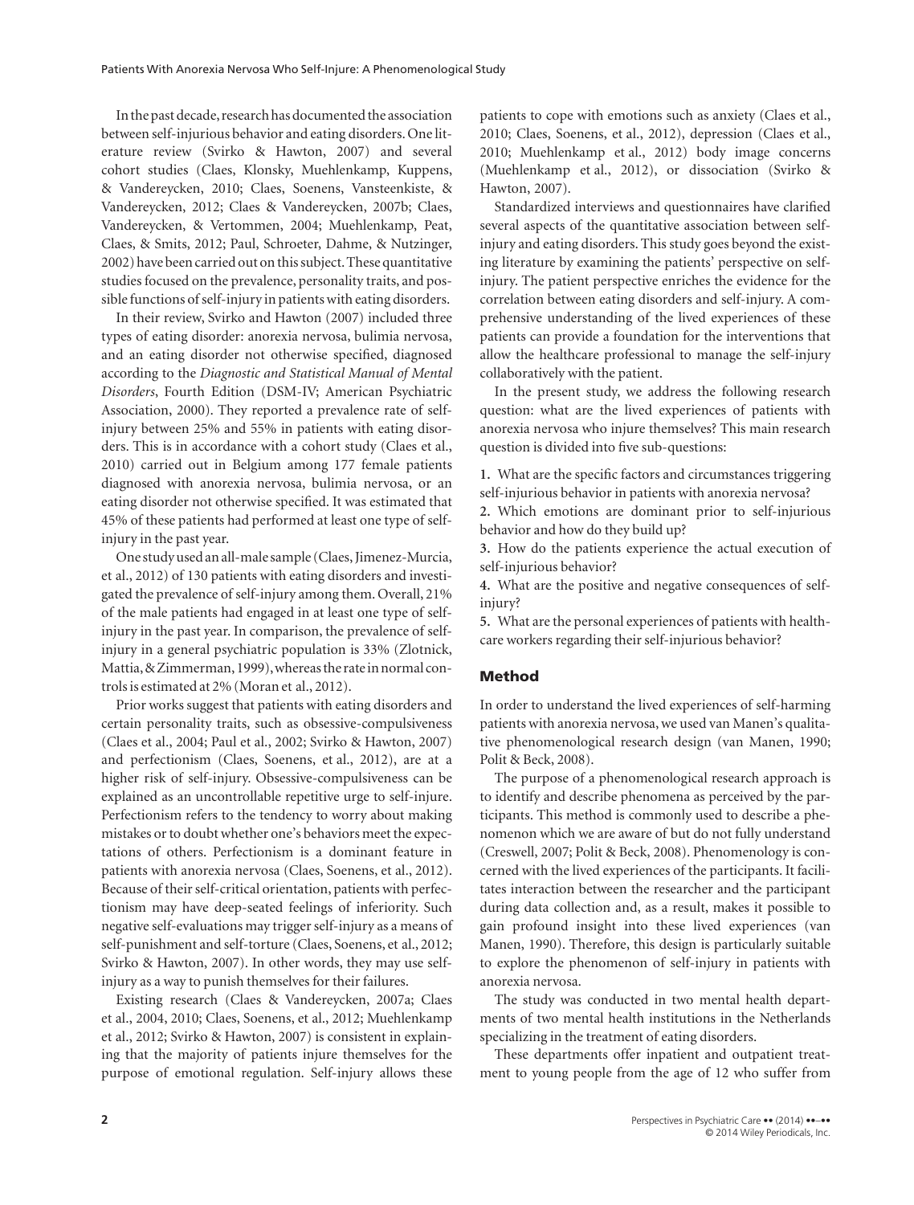In the past decade, research has documented the association between self-injurious behavior and eating disorders. One literature review (Svirko & Hawton, 2007) and several cohort studies (Claes, Klonsky, Muehlenkamp, Kuppens, & Vandereycken, 2010; Claes, Soenens, Vansteenkiste, & Vandereycken, 2012; Claes & Vandereycken, 2007b; Claes, Vandereycken, & Vertommen, 2004; Muehlenkamp, Peat, Claes, & Smits, 2012; Paul, Schroeter, Dahme, & Nutzinger, 2002) have been carried out on this subject. These quantitative studies focused on the prevalence, personality traits, and possible functions of self-injury in patients with eating disorders.

In their review, Svirko and Hawton (2007) included three types of eating disorder: anorexia nervosa, bulimia nervosa, and an eating disorder not otherwise specified, diagnosed according to the *Diagnostic and Statistical Manual of Mental Disorders*, Fourth Edition (DSM-IV; American Psychiatric Association, 2000). They reported a prevalence rate of self-injury between 25% and 55% in patients with eating disorders. This is in accordance with a cohort study (Claes et al., 2010) carried out in Belgium among 177 female patients diagnosed with anorexia nervosa, bulimia nervosa, or an eating disorder not otherwise specified. It was estimated that 45% of these patients had performed at least one type of self-injury in the past year.

One study used an all-male sample (Claes, Jimenez-Murcia, et al., 2012) of 130 patients with eating disorders and investigated the prevalence of self-injury among them. Overall, 21% of the male patients had engaged in at least one type of self-injury in the past year. In comparison, the prevalence of self-injury in a general psychiatric population is 33% (Zlotnick, Mattia, & Zimmerman, 1999), whereas the rate in normal controls is estimated at 2% (Moran et al., 2012).

Prior works suggest that patients with eating disorders and certain personality traits, such as obsessive-compulsiveness (Claes et al., 2004; Paul et al., 2002; Svirko & Hawton, 2007) and perfectionism (Claes, Soenens, et al., 2012), are at a higher risk of self-injury. Obsessive-compulsiveness can be explained as an uncontrollable repetitive urge to self-injure. Perfectionism refers to the tendency to worry about making mistakes or to doubt whether one's behaviors meet the expectations of others. Perfectionism is a dominant feature in patients with anorexia nervosa (Claes, Soenens, et al., 2012). Because of their self-critical orientation, patients with perfectionism may have deep-seated feelings of inferiority. Such negative self-evaluations may trigger self-injury as a means of self-punishment and self-torture (Claes, Soenens, et al., 2012; Svirko & Hawton, 2007). In other words, they may use self-injury as a way to punish themselves for their failures.

Existing research (Claes & Vandereycken, 2007a; Claes et al., 2004, 2010; Claes, Soenens, et al., 2012; Muehlenkamp et al., 2012; Svirko & Hawton, 2007) is consistent in explaining that the majority of patients injure themselves for the purpose of emotional regulation. Self-injury allows these patients to cope with emotions such as anxiety (Claes et al., 2010; Claes, Soenens, et al., 2012), depression (Claes et al., 2010; Muehlenkamp et al., 2012) body image concerns (Muehlenkamp et al., 2012), or dissociation (Svirko & Hawton, 2007).

Standardized interviews and questionnaires have clarified several aspects of the quantitative association between self-injury and eating disorders. This study goes beyond the existing literature by examining the patients' perspective on self-injury. The patient perspective enriches the evidence for the correlation between eating disorders and self-injury. A comprehensive understanding of the lived experiences of these patients can provide a foundation for the interventions that allow the healthcare professional to manage the self-injury collaboratively with the patient.

In the present study, we address the following research question: what are the lived experiences of patients with anorexia nervosa who injure themselves? This main research question is divided into five sub-questions:

1. What are the specific factors and circumstances triggering self-injurious behavior in patients with anorexia nervosa?
2. Which emotions are dominant prior to self-injurious behavior and how do they build up?
3. How do the patients experience the actual execution of self-injurious behavior?
4. What are the positive and negative consequences of self-injury?
5. What are the personal experiences of patients with healthcare workers regarding their self-injurious behavior?

## Method

In order to understand the lived experiences of self-harming patients with anorexia nervosa, we used van Manen's qualitative phenomenological research design (van Manen, 1990; Polit & Beck, 2008).

The purpose of a phenomenological research approach is to identify and describe phenomena as perceived by the participants. This method is commonly used to describe a phenomenon which we are aware of but do not fully understand (Creswell, 2007; Polit & Beck, 2008). Phenomenology is concerned with the lived experiences of the participants. It facilitates interaction between the researcher and the participant during data collection and, as a result, makes it possible to gain profound insight into these lived experiences (van Manen, 1990). Therefore, this design is particularly suitable to explore the phenomenon of self-injury in patients with anorexia nervosa.

The study was conducted in two mental health departments of two mental health institutions in the Netherlands specializing in the treatment of eating disorders.

These departments offer inpatient and outpatient treatment to young people from the age of 12 who suffer from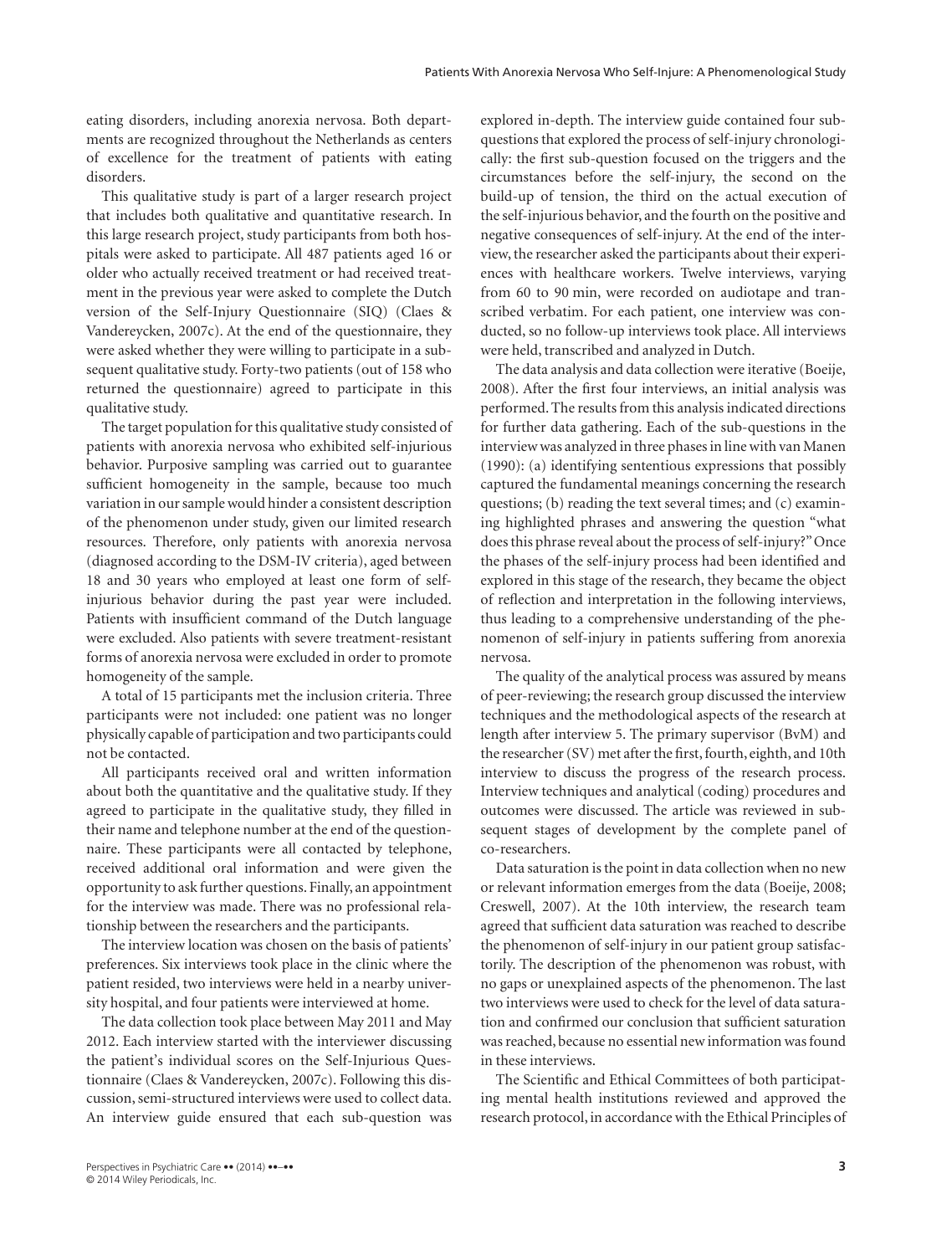eating disorders, including anorexia nervosa. Both departments are recognized throughout the Netherlands as centers of excellence for the treatment of patients with eating disorders.

This qualitative study is part of a larger research project that includes both qualitative and quantitative research. In this large research project, study participants from both hospitals were asked to participate. All 487 patients aged 16 or older who actually received treatment or had received treatment in the previous year were asked to complete the Dutch version of the Self-Injury Questionnaire (SIQ) (Claes & Vandereycken, 2007c). At the end of the questionnaire, they were asked whether they were willing to participate in a subsequent qualitative study. Forty-two patients (out of 158 who returned the questionnaire) agreed to participate in this qualitative study.

The target population for this qualitative study consisted of patients with anorexia nervosa who exhibited self-injurious behavior. Purposive sampling was carried out to guarantee sufficient homogeneity in the sample, because too much variation in our sample would hinder a consistent description of the phenomenon under study, given our limited research resources. Therefore, only patients with anorexia nervosa (diagnosed according to the DSM-IV criteria), aged between 18 and 30 years who employed at least one form of self-injurious behavior during the past year were included. Patients with insufficient command of the Dutch language were excluded. Also patients with severe treatment-resistant forms of anorexia nervosa were excluded in order to promote homogeneity of the sample.

A total of 15 participants met the inclusion criteria. Three participants were not included: one patient was no longer physically capable of participation and two participants could not be contacted.

All participants received oral and written information about both the quantitative and the qualitative study. If they agreed to participate in the qualitative study, they filled in their name and telephone number at the end of the questionnaire. These participants were all contacted by telephone, received additional oral information and were given the opportunity to ask further questions. Finally, an appointment for the interview was made. There was no professional relationship between the researchers and the participants.

The interview location was chosen on the basis of patients' preferences. Six interviews took place in the clinic where the patient resided, two interviews were held in a nearby university hospital, and four patients were interviewed at home.

The data collection took place between May 2011 and May 2012. Each interview started with the interviewer discussing the patient's individual scores on the Self-Injurious Questionnaire (Claes & Vandereycken, 2007c). Following this discussion, semi-structured interviews were used to collect data. An interview guide ensured that each sub-question was explored in-depth. The interview guide contained four sub-questions that explored the process of self-injury chronologically: the first sub-question focused on the triggers and the circumstances before the self-injury, the second on the build-up of tension, the third on the actual execution of the self-injurious behavior, and the fourth on the positive and negative consequences of self-injury. At the end of the interview, the researcher asked the participants about their experiences with healthcare workers. Twelve interviews, varying from 60 to 90 min, were recorded on audiotape and transcribed verbatim. For each patient, one interview was conducted, so no follow-up interviews took place. All interviews were held, transcribed and analyzed in Dutch.

The data analysis and data collection were iterative (Boeije, 2008). After the first four interviews, an initial analysis was performed. The results from this analysis indicated directions for further data gathering. Each of the sub-questions in the interview was analyzed in three phases in line with van Manen (1990): (a) identifying sententious expressions that possibly captured the fundamental meanings concerning the research questions; (b) reading the text several times; and (c) examining highlighted phrases and answering the question "what does this phrase reveal about the process of self-injury?" Once the phases of the self-injury process had been identified and explored in this stage of the research, they became the object of reflection and interpretation in the following interviews, thus leading to a comprehensive understanding of the phenomenon of self-injury in patients suffering from anorexia nervosa.

The quality of the analytical process was assured by means of peer-reviewing; the research group discussed the interview techniques and the methodological aspects of the research at length after interview 5. The primary supervisor (BvM) and the researcher (SV) met after the first, fourth, eighth, and 10th interview to discuss the progress of the research process. Interview techniques and analytical (coding) procedures and outcomes were discussed. The article was reviewed in subsequent stages of development by the complete panel of co-researchers.

Data saturation is the point in data collection when no new or relevant information emerges from the data (Boeije, 2008; Creswell, 2007). At the 10th interview, the research team agreed that sufficient data saturation was reached to describe the phenomenon of self-injury in our patient group satisfactorily. The description of the phenomenon was robust, with no gaps or unexplained aspects of the phenomenon. The last two interviews were used to check for the level of data saturation and confirmed our conclusion that sufficient saturation was reached, because no essential new information was found in these interviews.

The Scientific and Ethical Committees of both participating mental health institutions reviewed and approved the research protocol, in accordance with the Ethical Principles of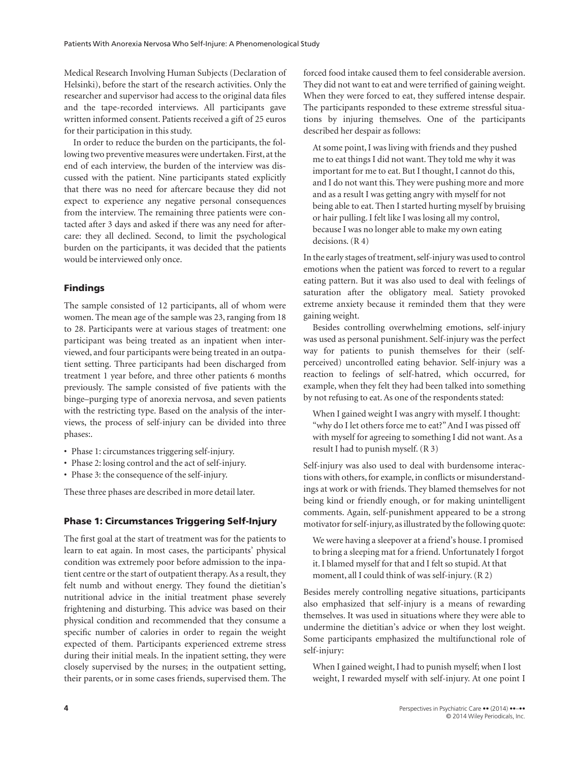Medical Research Involving Human Subjects (Declaration of Helsinki), before the start of the research activities. Only the researcher and supervisor had access to the original data files and the tape-recorded interviews. All participants gave written informed consent. Patients received a gift of 25 euros for their participation in this study.

In order to reduce the burden on the participants, the following two preventive measures were undertaken. First, at the end of each interview, the burden of the interview was discussed with the patient. Nine participants stated explicitly that there was no need for aftercare because they did not expect to experience any negative personal consequences from the interview. The remaining three patients were contacted after 3 days and asked if there was any need for aftercare: they all declined. Second, to limit the psychological burden on the participants, it was decided that the patients would be interviewed only once.

## Findings

The sample consisted of 12 participants, all of whom were women. The mean age of the sample was 23, ranging from 18 to 28. Participants were at various stages of treatment: one participant was being treated as an inpatient when interviewed, and four participants were being treated in an outpatient setting. Three participants had been discharged from treatment 1 year before, and three other patients 6 months previously. The sample consisted of five patients with the binge–purging type of anorexia nervosa, and seven patients with the restricting type. Based on the analysis of the interviews, the process of self-injury can be divided into three phases:.

- Phase 1: circumstances triggering self-injury.
- Phase 2: losing control and the act of self-injury.
- Phase 3: the consequence of the self-injury.

These three phases are described in more detail later.

### Phase 1: Circumstances Triggering Self-Injury

The first goal at the start of treatment was for the patients to learn to eat again. In most cases, the participants' physical condition was extremely poor before admission to the inpatient centre or the start of outpatient therapy. As a result, they felt numb and without energy. They found the dietitian's nutritional advice in the initial treatment phase severely frightening and disturbing. This advice was based on their physical condition and recommended that they consume a specific number of calories in order to regain the weight expected of them. Participants experienced extreme stress during their initial meals. In the inpatient setting, they were closely supervised by the nurses; in the outpatient setting, their parents, or in some cases friends, supervised them. The forced food intake caused them to feel considerable aversion. They did not want to eat and were terrified of gaining weight. When they were forced to eat, they suffered intense despair. The participants responded to these extreme stressful situations by injuring themselves. One of the participants described her despair as follows:

> At some point, I was living with friends and they pushed me to eat things I did not want. They told me why it was important for me to eat. But I thought, I cannot do this, and I do not want this. They were pushing more and more and as a result I was getting angry with myself for not being able to eat. Then I started hurting myself by bruising or hair pulling. I felt like I was losing all my control, because I was no longer able to make my own eating decisions. (R 4)

In the early stages of treatment, self-injury was used to control emotions when the patient was forced to revert to a regular eating pattern. But it was also used to deal with feelings of saturation after the obligatory meal. Satiety provoked extreme anxiety because it reminded them that they were gaining weight.

Besides controlling overwhelming emotions, self-injury was used as personal punishment. Self-injury was the perfect way for patients to punish themselves for their (self-perceived) uncontrolled eating behavior. Self-injury was a reaction to feelings of self-hatred, which occurred, for example, when they felt they had been talked into something by not refusing to eat. As one of the respondents stated:

> When I gained weight I was angry with myself. I thought: "why do I let others force me to eat?" And I was pissed off with myself for agreeing to something I did not want. As a result I had to punish myself. (R 3)

Self-injury was also used to deal with burdensome interactions with others, for example, in conflicts or misunderstandings at work or with friends. They blamed themselves for not being kind or friendly enough, or for making unintelligent comments. Again, self-punishment appeared to be a strong motivator for self-injury, as illustrated by the following quote:

> We were having a sleepover at a friend's house. I promised to bring a sleeping mat for a friend. Unfortunately I forgot it. I blamed myself for that and I felt so stupid. At that moment, all I could think of was self-injury. (R 2)

Besides merely controlling negative situations, participants also emphasized that self-injury is a means of rewarding themselves. It was used in situations where they were able to undermine the dietitian's advice or when they lost weight. Some participants emphasized the multifunctional role of self-injury:

> When I gained weight, I had to punish myself; when I lost weight, I rewarded myself with self-injury. At one point I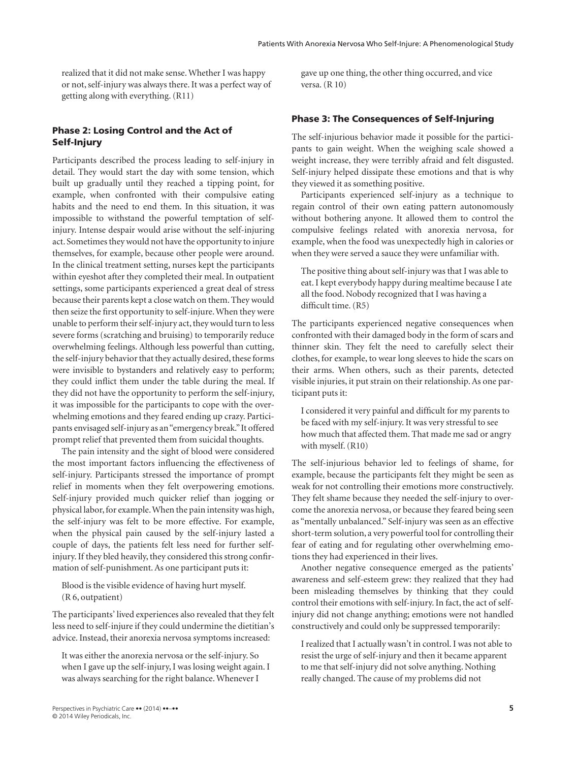realized that it did not make sense. Whether I was happy or not, self-injury was always there. It was a perfect way of getting along with everything. (R11)

### Phase 2: Losing Control and the Act of Self-Injury

Participants described the process leading to self-injury in detail. They would start the day with some tension, which built up gradually until they reached a tipping point, for example, when confronted with their compulsive eating habits and the need to end them. In this situation, it was impossible to withstand the powerful temptation of self-injury. Intense despair would arise without the self-injuring act. Sometimes they would not have the opportunity to injure themselves, for example, because other people were around. In the clinical treatment setting, nurses kept the participants within eyeshot after they completed their meal. In outpatient settings, some participants experienced a great deal of stress because their parents kept a close watch on them. They would then seize the first opportunity to self-injure. When they were unable to perform their self-injury act, they would turn to less severe forms (scratching and bruising) to temporarily reduce overwhelming feelings. Although less powerful than cutting, the self-injury behavior that they actually desired, these forms were invisible to bystanders and relatively easy to perform; they could inflict them under the table during the meal. If they did not have the opportunity to perform the self-injury, it was impossible for the participants to cope with the overwhelming emotions and they feared ending up crazy. Participants envisaged self-injury as an "emergency break." It offered prompt relief that prevented them from suicidal thoughts.

The pain intensity and the sight of blood were considered the most important factors influencing the effectiveness of self-injury. Participants stressed the importance of prompt relief in moments when they felt overpowering emotions. Self-injury provided much quicker relief than jogging or physical labor, for example. When the pain intensity was high, the self-injury was felt to be more effective. For example, when the physical pain caused by the self-injury lasted a couple of days, the patients felt less need for further self-injury. If they bled heavily, they considered this strong confirmation of self-punishment. As one participant puts it:

> Blood is the visible evidence of having hurt myself. (R 6, outpatient)

The participants' lived experiences also revealed that they felt less need to self-injure if they could undermine the dietitian's advice. Instead, their anorexia nervosa symptoms increased:

> It was either the anorexia nervosa or the self-injury. So when I gave up the self-injury, I was losing weight again. I was always searching for the right balance. Whenever I gave up one thing, the other thing occurred, and vice versa. (R 10)

### Phase 3: The Consequences of Self-Injuring

The self-injurious behavior made it possible for the participants to gain weight. When the weighing scale showed a weight increase, they were terribly afraid and felt disgusted. Self-injury helped dissipate these emotions and that is why they viewed it as something positive.

Participants experienced self-injury as a technique to regain control of their own eating pattern autonomously without bothering anyone. It allowed them to control the compulsive feelings related with anorexia nervosa, for example, when the food was unexpectedly high in calories or when they were served a sauce they were unfamiliar with.

> The positive thing about self-injury was that I was able to eat. I kept everybody happy during mealtime because I ate all the food. Nobody recognized that I was having a difficult time. (R5)

The participants experienced negative consequences when confronted with their damaged body in the form of scars and thinner skin. They felt the need to carefully select their clothes, for example, to wear long sleeves to hide the scars on their arms. When others, such as their parents, detected visible injuries, it put strain on their relationship. As one participant puts it:

> I considered it very painful and difficult for my parents to be faced with my self-injury. It was very stressful to see how much that affected them. That made me sad or angry with myself. (R10)

The self-injurious behavior led to feelings of shame, for example, because the participants felt they might be seen as weak for not controlling their emotions more constructively. They felt shame because they needed the self-injury to overcome the anorexia nervosa, or because they feared being seen as "mentally unbalanced." Self-injury was seen as an effective short-term solution, a very powerful tool for controlling their fear of eating and for regulating other overwhelming emotions they had experienced in their lives.

Another negative consequence emerged as the patients' awareness and self-esteem grew: they realized that they had been misleading themselves by thinking that they could control their emotions with self-injury. In fact, the act of self-injury did not change anything; emotions were not handled constructively and could only be suppressed temporarily:

> I realized that I actually wasn't in control. I was not able to resist the urge of self-injury and then it became apparent to me that self-injury did not solve anything. Nothing really changed. The cause of my problems did not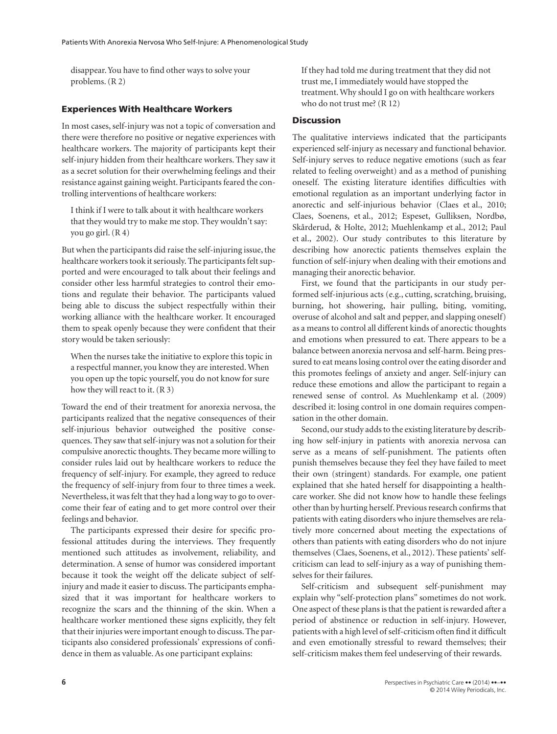disappear. You have to find other ways to solve your problems. (R 2)

### Experiences With Healthcare Workers

In most cases, self-injury was not a topic of conversation and there were therefore no positive or negative experiences with healthcare workers. The majority of participants kept their self-injury hidden from their healthcare workers. They saw it as a secret solution for their overwhelming feelings and their resistance against gaining weight. Participants feared the controlling interventions of healthcare workers:

> I think if I were to talk about it with healthcare workers that they would try to make me stop. They wouldn't say: you go girl. (R 4)

But when the participants did raise the self-injuring issue, the healthcare workers took it seriously. The participants felt supported and were encouraged to talk about their feelings and consider other less harmful strategies to control their emotions and regulate their behavior. The participants valued being able to discuss the subject respectfully within their working alliance with the healthcare worker. It encouraged them to speak openly because they were confident that their story would be taken seriously:

> When the nurses take the initiative to explore this topic in a respectful manner, you know they are interested. When you open up the topic yourself, you do not know for sure how they will react to it. (R 3)

Toward the end of their treatment for anorexia nervosa, the participants realized that the negative consequences of their self-injurious behavior outweighed the positive consequences. They saw that self-injury was not a solution for their compulsive anorectic thoughts. They became more willing to consider rules laid out by healthcare workers to reduce the frequency of self-injury. For example, they agreed to reduce the frequency of self-injury from four to three times a week. Nevertheless, it was felt that they had a long way to go to overcome their fear of eating and to get more control over their feelings and behavior.

The participants expressed their desire for specific professional attitudes during the interviews. They frequently mentioned such attitudes as involvement, reliability, and determination. A sense of humor was considered important because it took the weight off the delicate subject of self-injury and made it easier to discuss. The participants emphasized that it was important for healthcare workers to recognize the scars and the thinning of the skin. When a healthcare worker mentioned these signs explicitly, they felt that their injuries were important enough to discuss. The participants also considered professionals' expressions of confidence in them as valuable. As one participant explains:

> If they had told me during treatment that they did not trust me, I immediately would have stopped the treatment. Why should I go on with healthcare workers who do not trust me? (R 12)

## Discussion

The qualitative interviews indicated that the participants experienced self-injury as necessary and functional behavior. Self-injury serves to reduce negative emotions (such as fear related to feeling overweight) and as a method of punishing oneself. The existing literature identifies difficulties with emotional regulation as an important underlying factor in anorectic and self-injurious behavior (Claes et al., 2010; Claes, Soenens, et al., 2012; Espeset, Gulliksen, Nordbø, Skårderud, & Holte, 2012; Muehlenkamp et al., 2012; Paul et al., 2002). Our study contributes to this literature by describing how anorectic patients themselves explain the function of self-injury when dealing with their emotions and managing their anorectic behavior.

First, we found that the participants in our study performed self-injurious acts (e.g., cutting, scratching, bruising, burning, hot showering, hair pulling, biting, vomiting, overuse of alcohol and salt and pepper, and slapping oneself) as a means to control all different kinds of anorectic thoughts and emotions when pressured to eat. There appears to be a balance between anorexia nervosa and self-harm. Being pressured to eat means losing control over the eating disorder and this promotes feelings of anxiety and anger. Self-injury can reduce these emotions and allow the participant to regain a renewed sense of control. As Muehlenkamp et al. (2009) described it: losing control in one domain requires compensation in the other domain.

Second, our study adds to the existing literature by describing how self-injury in patients with anorexia nervosa can serve as a means of self-punishment. The patients often punish themselves because they feel they have failed to meet their own (stringent) standards. For example, one patient explained that she hated herself for disappointing a healthcare worker. She did not know how to handle these feelings other than by hurting herself. Previous research confirms that patients with eating disorders who injure themselves are relatively more concerned about meeting the expectations of others than patients with eating disorders who do not injure themselves (Claes, Soenens, et al., 2012). These patients' self-criticism can lead to self-injury as a way of punishing themselves for their failures.

Self-criticism and subsequent self-punishment may explain why "self-protection plans" sometimes do not work. One aspect of these plans is that the patient is rewarded after a period of abstinence or reduction in self-injury. However, patients with a high level of self-criticism often find it difficult and even emotionally stressful to reward themselves; their self-criticism makes them feel undeserving of their rewards.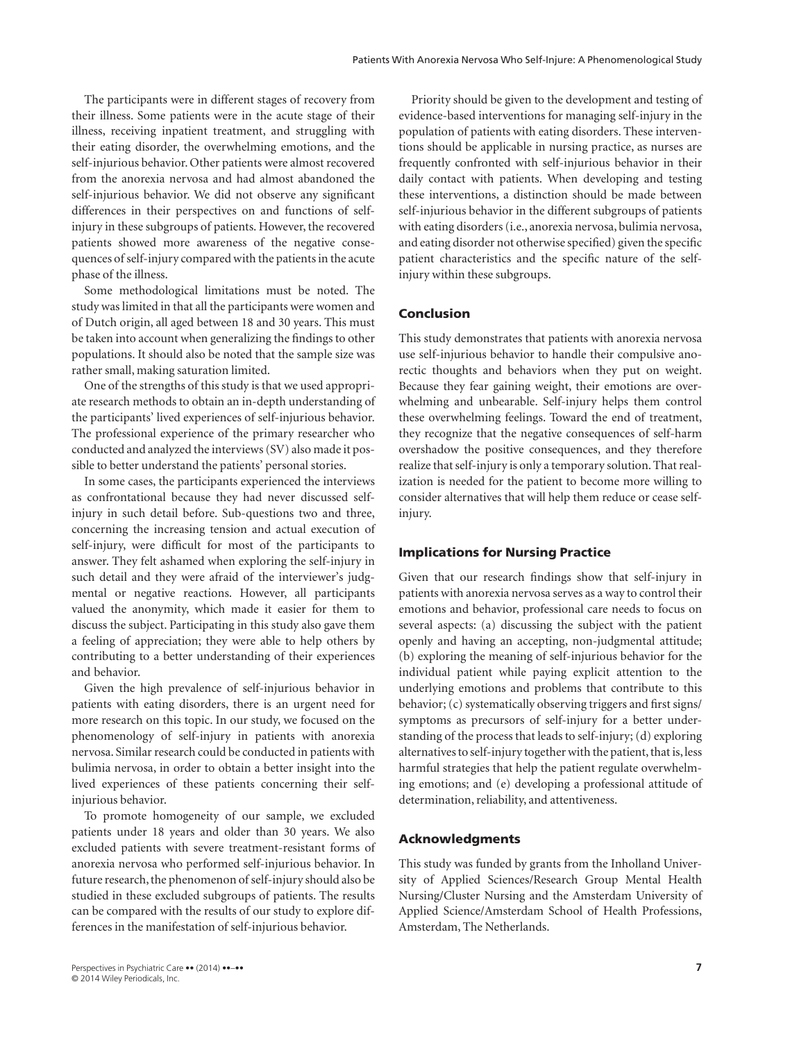The participants were in different stages of recovery from their illness. Some patients were in the acute stage of their illness, receiving inpatient treatment, and struggling with their eating disorder, the overwhelming emotions, and the self-injurious behavior. Other patients were almost recovered from the anorexia nervosa and had almost abandoned the self-injurious behavior. We did not observe any significant differences in their perspectives on and functions of self-injury in these subgroups of patients. However, the recovered patients showed more awareness of the negative consequences of self-injury compared with the patients in the acute phase of the illness.

Some methodological limitations must be noted. The study was limited in that all the participants were women and of Dutch origin, all aged between 18 and 30 years. This must be taken into account when generalizing the findings to other populations. It should also be noted that the sample size was rather small, making saturation limited.

One of the strengths of this study is that we used appropriate research methods to obtain an in-depth understanding of the participants' lived experiences of self-injurious behavior. The professional experience of the primary researcher who conducted and analyzed the interviews (SV) also made it possible to better understand the patients' personal stories.

In some cases, the participants experienced the interviews as confrontational because they had never discussed self-injury in such detail before. Sub-questions two and three, concerning the increasing tension and actual execution of self-injury, were difficult for most of the participants to answer. They felt ashamed when exploring the self-injury in such detail and they were afraid of the interviewer's judgmental or negative reactions. However, all participants valued the anonymity, which made it easier for them to discuss the subject. Participating in this study also gave them a feeling of appreciation; they were able to help others by contributing to a better understanding of their experiences and behavior.

Given the high prevalence of self-injurious behavior in patients with eating disorders, there is an urgent need for more research on this topic. In our study, we focused on the phenomenology of self-injury in patients with anorexia nervosa. Similar research could be conducted in patients with bulimia nervosa, in order to obtain a better insight into the lived experiences of these patients concerning their self-injurious behavior.

To promote homogeneity of our sample, we excluded patients under 18 years and older than 30 years. We also excluded patients with severe treatment-resistant forms of anorexia nervosa who performed self-injurious behavior. In future research, the phenomenon of self-injury should also be studied in these excluded subgroups of patients. The results can be compared with the results of our study to explore differences in the manifestation of self-injurious behavior.

Priority should be given to the development and testing of evidence-based interventions for managing self-injury in the population of patients with eating disorders. These interventions should be applicable in nursing practice, as nurses are frequently confronted with self-injurious behavior in their daily contact with patients. When developing and testing these interventions, a distinction should be made between self-injurious behavior in the different subgroups of patients with eating disorders (i.e., anorexia nervosa, bulimia nervosa, and eating disorder not otherwise specified) given the specific patient characteristics and the specific nature of the self-injury within these subgroups.

## Conclusion

This study demonstrates that patients with anorexia nervosa use self-injurious behavior to handle their compulsive anorectic thoughts and behaviors when they put on weight. Because they fear gaining weight, their emotions are overwhelming and unbearable. Self-injury helps them control these overwhelming feelings. Toward the end of treatment, they recognize that the negative consequences of self-harm overshadow the positive consequences, and they therefore realize that self-injury is only a temporary solution. That realization is needed for the patient to become more willing to consider alternatives that will help them reduce or cease self-injury.

## Implications for Nursing Practice

Given that our research findings show that self-injury in patients with anorexia nervosa serves as a way to control their emotions and behavior, professional care needs to focus on several aspects: (a) discussing the subject with the patient openly and having an accepting, non-judgmental attitude; (b) exploring the meaning of self-injurious behavior for the individual patient while paying explicit attention to the underlying emotions and problems that contribute to this behavior; (c) systematically observing triggers and first signs/symptoms as precursors of self-injury for a better understanding of the process that leads to self-injury; (d) exploring alternatives to self-injury together with the patient, that is, less harmful strategies that help the patient regulate overwhelming emotions; and (e) developing a professional attitude of determination, reliability, and attentiveness.

## Acknowledgments

This study was funded by grants from the Inholland University of Applied Sciences/Research Group Mental Health Nursing/Cluster Nursing and the Amsterdam University of Applied Science/Amsterdam School of Health Professions, Amsterdam, The Netherlands.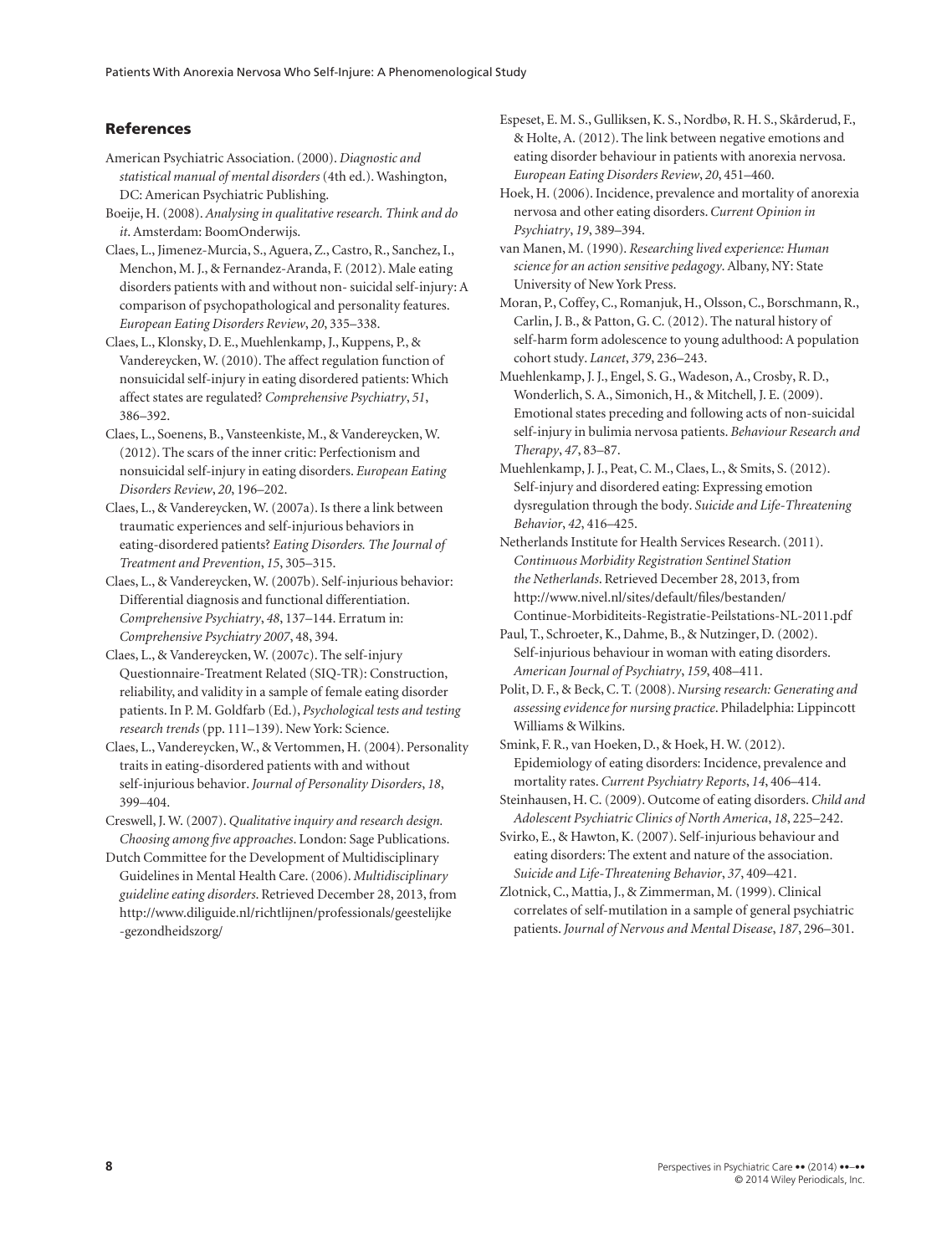## References

American Psychiatric Association. (2000). *Diagnostic and statistical manual of mental disorders* (4th ed.). Washington, DC: American Psychiatric Publishing.

Boeije, H. (2008). *Analysing in qualitative research. Think and do it*. Amsterdam: BoomOnderwijs.

Claes, L., Jimenez-Murcia, S., Aguera, Z., Castro, R., Sanchez, I., Menchon, M. J., & Fernandez-Aranda, F. (2012). Male eating disorders patients with and without non- suicidal self-injury: A comparison of psychopathological and personality features. *European Eating Disorders Review*, *20*, 335–338.

Claes, L., Klonsky, D. E., Muehlenkamp, J., Kuppens, P., & Vandereycken, W. (2010). The affect regulation function of nonsuicidal self-injury in eating disordered patients: Which affect states are regulated? *Comprehensive Psychiatry*, *51*, 386–392.

Claes, L., Soenens, B., Vansteenkiste, M., & Vandereycken, W. (2012). The scars of the inner critic: Perfectionism and nonsuicidal self-injury in eating disorders. *European Eating Disorders Review*, *20*, 196–202.

Claes, L., & Vandereycken, W. (2007a). Is there a link between traumatic experiences and self-injurious behaviors in eating-disordered patients? *Eating Disorders. The Journal of Treatment and Prevention*, *15*, 305–315.

Claes, L., & Vandereycken, W. (2007b). Self-injurious behavior: Differential diagnosis and functional differentiation. *Comprehensive Psychiatry*, *48*, 137–144. Erratum in: *Comprehensive Psychiatry 2007*, 48, 394.

Claes, L., & Vandereycken, W. (2007c). The self-injury Questionnaire-Treatment Related (SIQ-TR): Construction, reliability, and validity in a sample of female eating disorder patients. In P. M. Goldfarb (Ed.), *Psychological tests and testing research trends* (pp. 111–139). New York: Science.

Claes, L., Vandereycken, W., & Vertommen, H. (2004). Personality traits in eating-disordered patients with and without self-injurious behavior. *Journal of Personality Disorders*, *18*, 399–404.

Creswell, J. W. (2007). *Qualitative inquiry and research design. Choosing among five approaches*. London: Sage Publications.

Dutch Committee for the Development of Multidisciplinary Guidelines in Mental Health Care. (2006). *Multidisciplinary guideline eating disorders*. Retrieved December 28, 2013, from http://www.diliguide.nl/richtlijnen/professionals/geestelijke-gezondheidszorg/

Espeset, E. M. S., Gulliksen, K. S., Nordbø, R. H. S., Skårderud, F., & Holte, A. (2012). The link between negative emotions and eating disorder behaviour in patients with anorexia nervosa. *European Eating Disorders Review*, *20*, 451–460.

Hoek, H. (2006). Incidence, prevalence and mortality of anorexia nervosa and other eating disorders. *Current Opinion in Psychiatry*, *19*, 389–394.

van Manen, M. (1990). *Researching lived experience: Human science for an action sensitive pedagogy*. Albany, NY: State University of New York Press.

Moran, P., Coffey, C., Romanjuk, H., Olsson, C., Borschmann, R., Carlin, J. B., & Patton, G. C. (2012). The natural history of self-harm form adolescence to young adulthood: A population cohort study. *Lancet*, *379*, 236–243.

Muehlenkamp, J. J., Engel, S. G., Wadeson, A., Crosby, R. D., Wonderlich, S. A., Simonich, H., & Mitchell, J. E. (2009). Emotional states preceding and following acts of non-suicidal self-injury in bulimia nervosa patients. *Behaviour Research and Therapy*, *47*, 83–87.

Muehlenkamp, J. J., Peat, C. M., Claes, L., & Smits, S. (2012). Self-injury and disordered eating: Expressing emotion dysregulation through the body. *Suicide and Life-Threatening Behavior*, *42*, 416–425.

Netherlands Institute for Health Services Research. (2011). *Continuous Morbidity Registration Sentinel Station the Netherlands*. Retrieved December 28, 2013, from http://www.nivel.nl/sites/default/files/bestanden/Continue-Morbiditeits-Registratie-Peilstations-NL-2011.pdf

Paul, T., Schroeter, K., Dahme, B., & Nutzinger, D. (2002). Self-injurious behaviour in woman with eating disorders. *American Journal of Psychiatry*, *159*, 408–411.

Polit, D. F., & Beck, C. T. (2008). *Nursing research: Generating and assessing evidence for nursing practice*. Philadelphia: Lippincott Williams & Wilkins.

Smink, F. R., van Hoeken, D., & Hoek, H. W. (2012). Epidemiology of eating disorders: Incidence, prevalence and mortality rates. *Current Psychiatry Reports*, *14*, 406–414.

Steinhausen, H. C. (2009). Outcome of eating disorders. *Child and Adolescent Psychiatric Clinics of North America*, *18*, 225–242.

Svirko, E., & Hawton, K. (2007). Self-injurious behaviour and eating disorders: The extent and nature of the association. *Suicide and Life-Threatening Behavior*, *37*, 409–421.

Zlotnick, C., Mattia, J., & Zimmerman, M. (1999). Clinical correlates of self-mutilation in a sample of general psychiatric patients. *Journal of Nervous and Mental Disease*, *187*, 296–301.